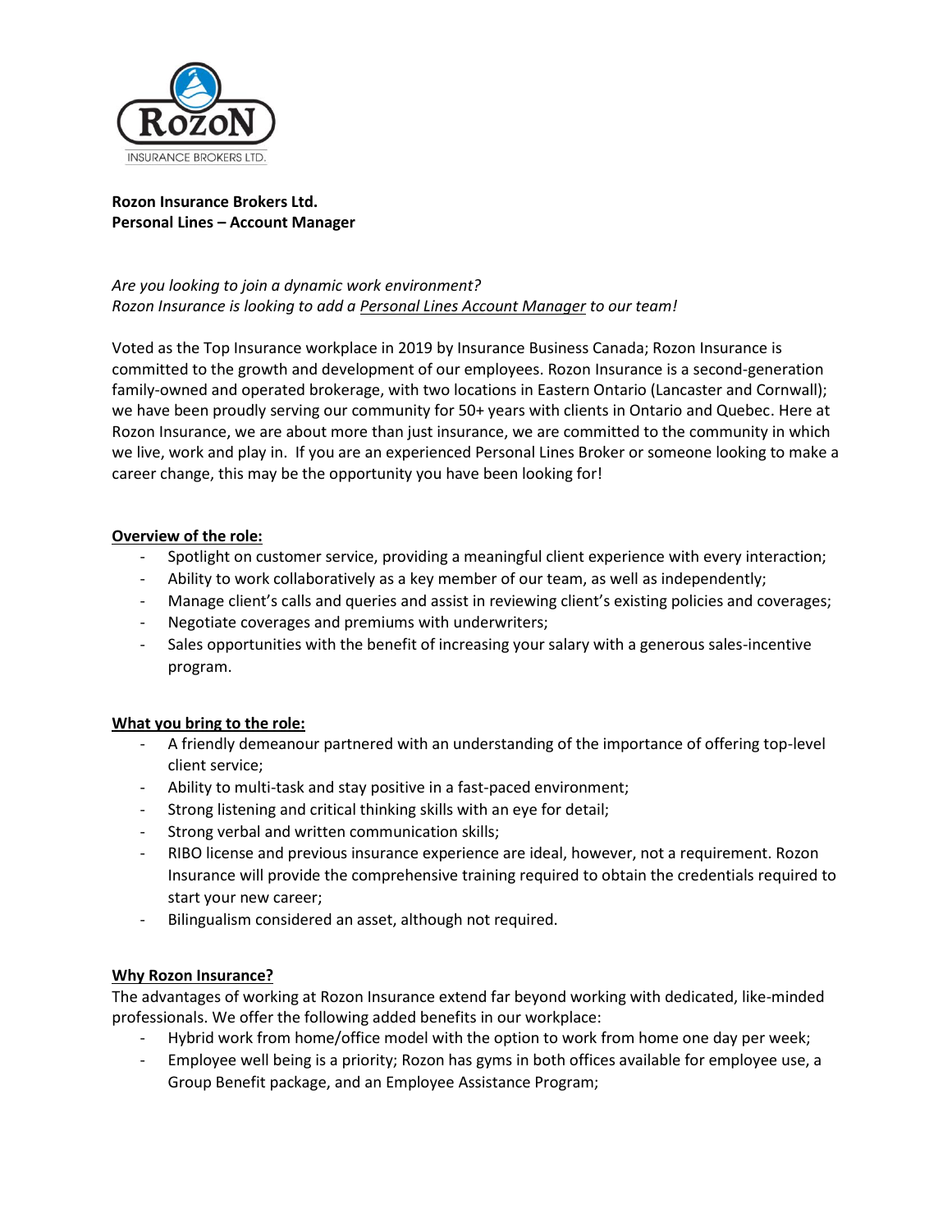**Rozon Insurance Brokers Ltd.**
**Personal Lines – Account Manager**

*Are you looking to join a dynamic work environment?*
*Rozon Insurance is looking to add a <u>Personal Lines Account Manager</u> to our team!*

Voted as the Top Insurance workplace in 2019 by Insurance Business Canada; Rozon Insurance is committed to the growth and development of our employees. Rozon Insurance is a second-generation family-owned and operated brokerage, with two locations in Eastern Ontario (Lancaster and Cornwall); we have been proudly serving our community for 50+ years with clients in Ontario and Quebec. Here at Rozon Insurance, we are about more than just insurance, we are committed to the community in which we live, work and play in. If you are an experienced Personal Lines Broker or someone looking to make a career change, this may be the opportunity you have been looking for!

**<u>Overview of the role:</u>**

- Spotlight on customer service, providing a meaningful client experience with every interaction;
- Ability to work collaboratively as a key member of our team, as well as independently;
- Manage client's calls and queries and assist in reviewing client's existing policies and coverages;
- Negotiate coverages and premiums with underwriters;
- Sales opportunities with the benefit of increasing your salary with a generous sales-incentive program.

**<u>What you bring to the role:</u>**

- A friendly demeanour partnered with an understanding of the importance of offering top-level client service;
- Ability to multi-task and stay positive in a fast-paced environment;
- Strong listening and critical thinking skills with an eye for detail;
- Strong verbal and written communication skills;
- RIBO license and previous insurance experience are ideal, however, not a requirement. Rozon Insurance will provide the comprehensive training required to obtain the credentials required to start your new career;
- Bilingualism considered an asset, although not required.

**<u>Why Rozon Insurance?</u>**

The advantages of working at Rozon Insurance extend far beyond working with dedicated, like-minded professionals. We offer the following added benefits in our workplace:

- Hybrid work from home/office model with the option to work from home one day per week;
- Employee well being is a priority; Rozon has gyms in both offices available for employee use, a Group Benefit package, and an Employee Assistance Program;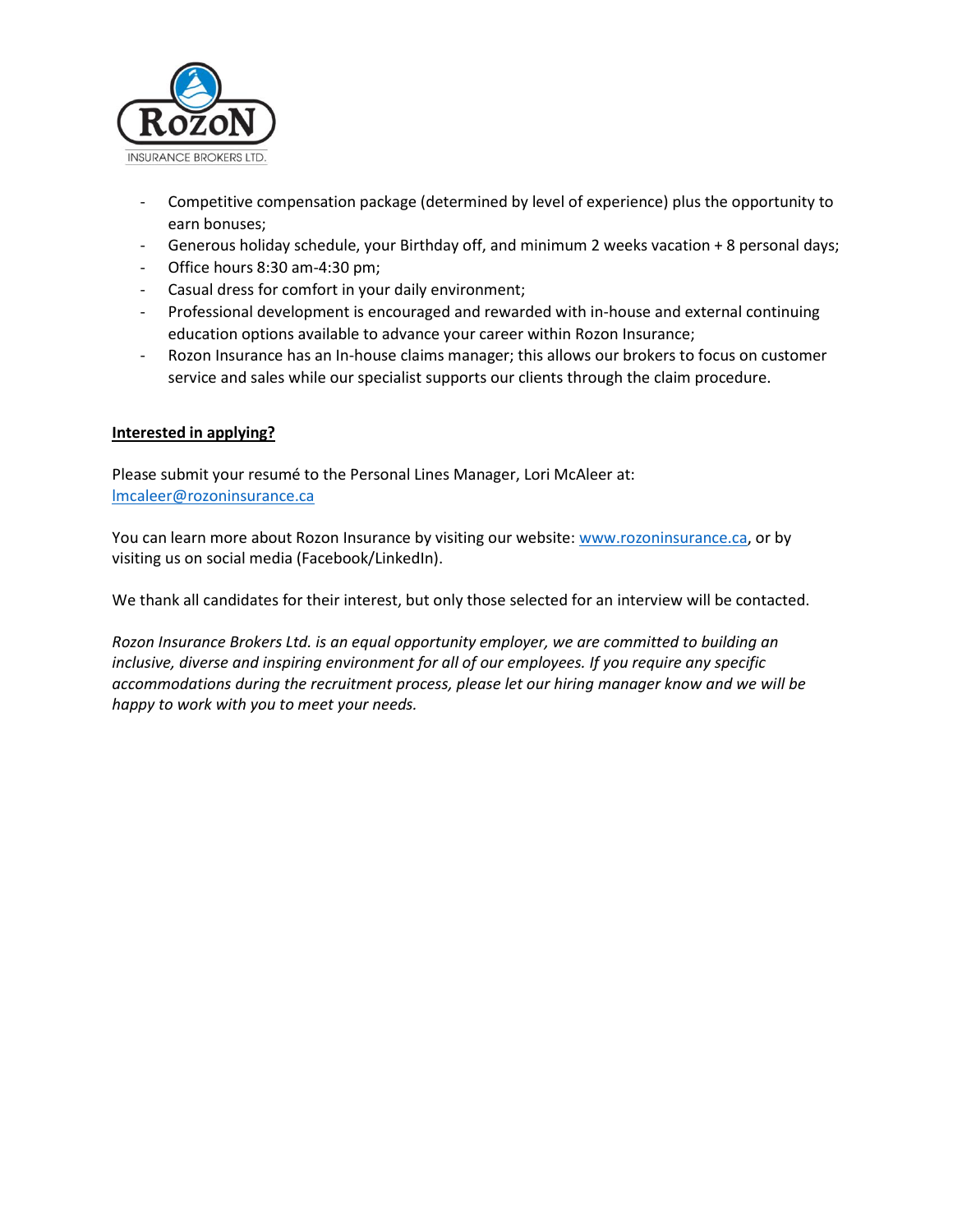- Competitive compensation package (determined by level of experience) plus the opportunity to earn bonuses;
- Generous holiday schedule, your Birthday off, and minimum 2 weeks vacation + 8 personal days;
- Office hours 8:30 am-4:30 pm;
- Casual dress for comfort in your daily environment;
- Professional development is encouraged and rewarded with in-house and external continuing education options available to advance your career within Rozon Insurance;
- Rozon Insurance has an In-house claims manager; this allows our brokers to focus on customer service and sales while our specialist supports our clients through the claim procedure.

**Interested in applying?**

Please submit your resumé to the Personal Lines Manager, Lori McAleer at: lmcaleer@rozoninsurance.ca

You can learn more about Rozon Insurance by visiting our website: www.rozoninsurance.ca, or by visiting us on social media (Facebook/LinkedIn).

We thank all candidates for their interest, but only those selected for an interview will be contacted.

*Rozon Insurance Brokers Ltd. is an equal opportunity employer, we are committed to building an inclusive, diverse and inspiring environment for all of our employees. If you require any specific accommodations during the recruitment process, please let our hiring manager know and we will be happy to work with you to meet your needs.*